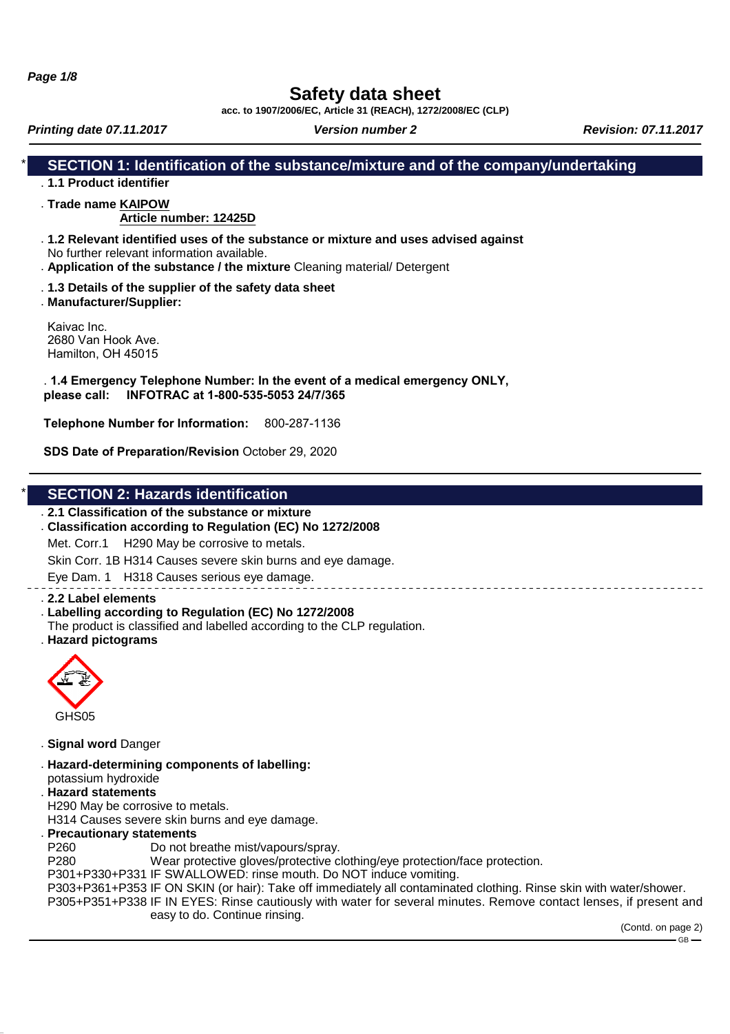# Safety data sheet

acc. to 1907/2006/EC, Article 31 (REACH), 1272/2008/EC (CLP)

*Printing date 07.11.2017* *Version number 2* *Revision: 07.11.2017*

## SECTION 1: Identification of the substance/mixture and of the company/undertaking

- **1.1 Product identifier**
- **Trade name** **KAIPOW**
  **Article number: 12425D**
- **1.2 Relevant identified uses of the substance or mixture and uses advised against**
  No further relevant information available.
- **Application of the substance / the mixture** Cleaning material/ Detergent
- **1.3 Details of the supplier of the safety data sheet**
- **Manufacturer/Supplier:**

Kaivac Inc.
2680 Van Hook Ave.
Hamilton, OH 45015

**. 1.4 Emergency Telephone Number: In the event of a medical emergency ONLY, please call: INFOTRAC at 1-800-535-5053 24/7/365**

**Telephone Number for Information:** 800-287-1136

**SDS Date of Preparation/Revision** October 29, 2020

## SECTION 2: Hazards identification

- **2.1 Classification of the substance or mixture**
- **Classification according to Regulation (EC) No 1272/2008**

Met. Corr.1 H290 May be corrosive to metals.

Skin Corr. 1B H314 Causes severe skin burns and eye damage.

Eye Dam. 1 H318 Causes serious eye damage.

- **2.2 Label elements**
- **Labelling according to Regulation (EC) No 1272/2008**
  The product is classified and labelled according to the CLP regulation.
- **Hazard pictograms**

GHS05

- **Signal word** Danger
- **Hazard-determining components of labelling:**
  potassium hydroxide
- **Hazard statements**
  H290 May be corrosive to metals.
  H314 Causes severe skin burns and eye damage.
- **Precautionary statements**
  P260 Do not breathe mist/vapours/spray.
  P280 Wear protective gloves/protective clothing/eye protection/face protection.
  P301+P330+P331 IF SWALLOWED: rinse mouth. Do NOT induce vomiting.
  P303+P361+P353 IF ON SKIN (or hair): Take off immediately all contaminated clothing. Rinse skin with water/shower.
  P305+P351+P338 IF IN EYES: Rinse cautiously with water for several minutes. Remove contact lenses, if present and easy to do. Continue rinsing.

(Contd. on page 2)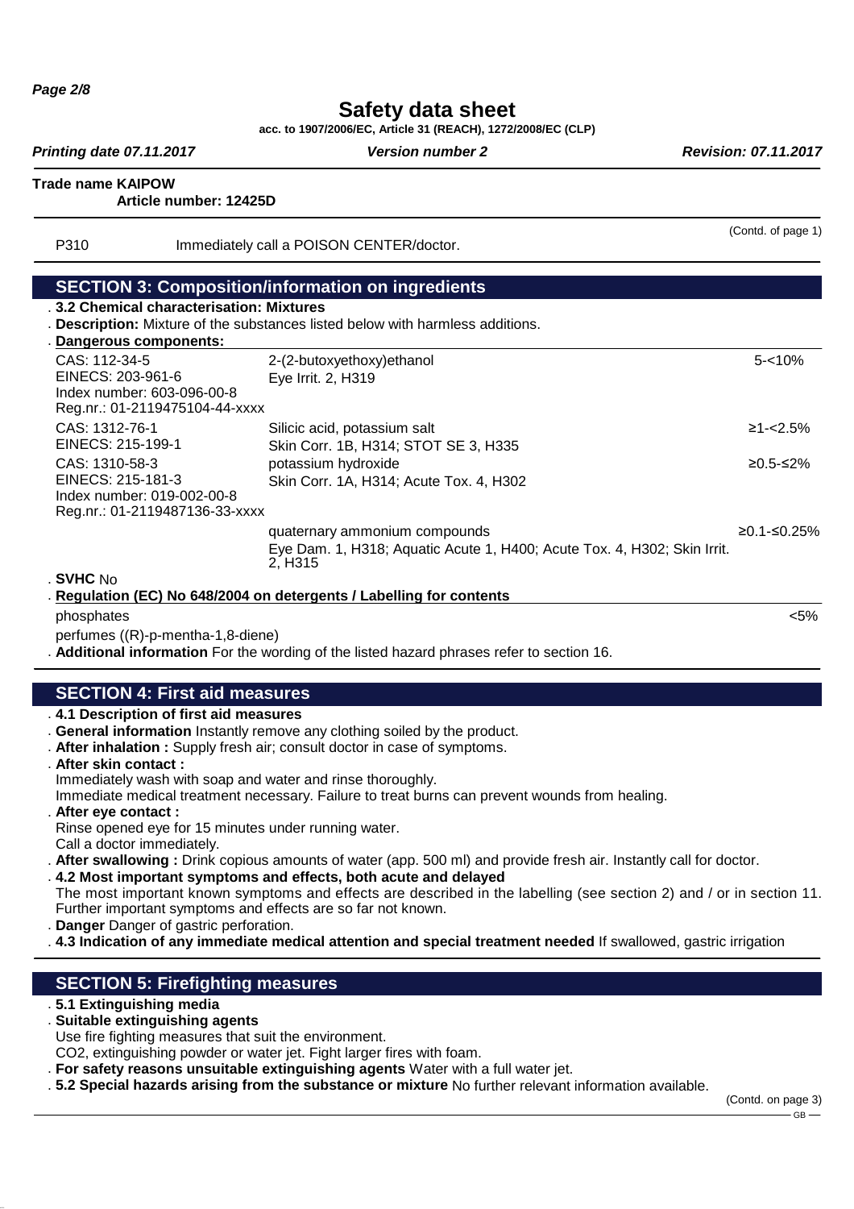**Trade name KAIPOW**
**Article number: 12425D**

(Contd. of page 1)

| P310 | Immediately call a POISON CENTER/doctor. |
|---|---|

## SECTION 3: Composition/information on ingredients

**3.2 Chemical characterisation: Mixtures**

**Description:** Mixture of the substances listed below with harmless additions.

**Dangerous components:**

| | | |
|---|---|---|
| CAS: 112-34-5<br>EINECS: 203-961-6<br>Index number: 603-096-00-8<br>Reg.nr.: 01-2119475104-44-xxxx | 2-(2-butoxyethoxy)ethanol<br>Eye Irrit. 2, H319 | 5-<10% |
| CAS: 1312-76-1<br>EINECS: 215-199-1 | Silicic acid, potassium salt<br>Skin Corr. 1B, H314; STOT SE 3, H335 | ≥1-<2.5% |
| CAS: 1310-58-3<br>EINECS: 215-181-3<br>Index number: 019-002-00-8<br>Reg.nr.: 01-2119487136-33-xxxx | potassium hydroxide<br>Skin Corr. 1A, H314; Acute Tox. 4, H302 | ≥0.5-≤2% |
| | quaternary ammonium compounds<br>Eye Dam. 1, H318; Aquatic Acute 1, H400; Acute Tox. 4, H302; Skin Irrit. 2, H315 | ≥0.1-≤0.25% |

**SVHC** No

**Regulation (EC) No 648/2004 on detergents / Labelling for contents**

| | |
|---|---|
| phosphates | <5% |
| perfumes ((R)-p-mentha-1,8-diene) | |

**Additional information** For the wording of the listed hazard phrases refer to section 16.

## SECTION 4: First aid measures

**4.1 Description of first aid measures**

**General information** Instantly remove any clothing soiled by the product.

**After inhalation :** Supply fresh air; consult doctor in case of symptoms.

**After skin contact :**
Immediately wash with soap and water and rinse thoroughly.
Immediate medical treatment necessary. Failure to treat burns can prevent wounds from healing.

**After eye contact :**
Rinse opened eye for 15 minutes under running water.
Call a doctor immediately.

**After swallowing :** Drink copious amounts of water (app. 500 ml) and provide fresh air. Instantly call for doctor.

**4.2 Most important symptoms and effects, both acute and delayed**
The most important known symptoms and effects are described in the labelling (see section 2) and / or in section 11. Further important symptoms and effects are so far not known.

**Danger** Danger of gastric perforation.

**4.3 Indication of any immediate medical attention and special treatment needed** If swallowed, gastric irrigation

## SECTION 5: Firefighting measures

**5.1 Extinguishing media**

**Suitable extinguishing agents**
Use fire fighting measures that suit the environment.
CO2, extinguishing powder or water jet. Fight larger fires with foam.

**For safety reasons unsuitable extinguishing agents** Water with a full water jet.

**5.2 Special hazards arising from the substance or mixture** No further relevant information available.

(Contd. on page 3)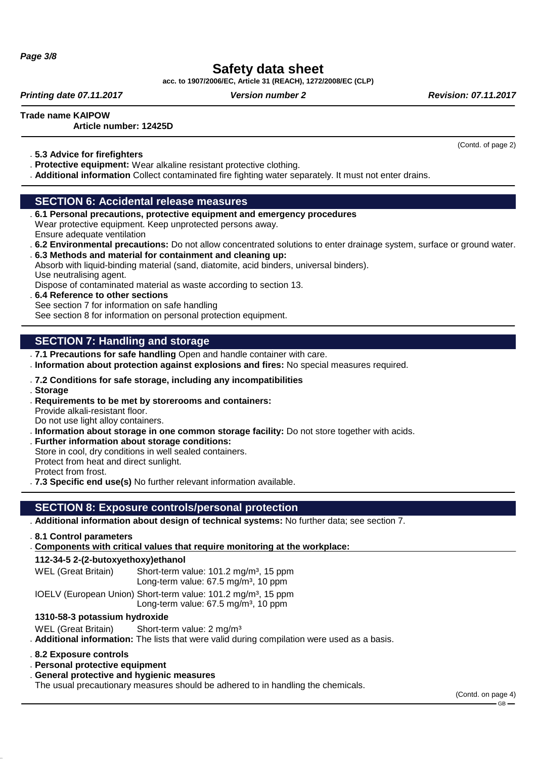**Trade name KAIPOW**

**Article number: 12425D**

(Contd. of page 2)

- **5.3 Advice for firefighters**
- **Protective equipment:** Wear alkaline resistant protective clothing.
- **Additional information** Collect contaminated fire fighting water separately. It must not enter drains.

## SECTION 6: Accidental release measures

- **6.1 Personal precautions, protective equipment and emergency procedures**
  Wear protective equipment. Keep unprotected persons away.
  Ensure adequate ventilation
- **6.2 Environmental precautions:** Do not allow concentrated solutions to enter drainage system, surface or ground water.
- **6.3 Methods and material for containment and cleaning up:**
  Absorb with liquid-binding material (sand, diatomite, acid binders, universal binders).
  Use neutralising agent.
  Dispose of contaminated material as waste according to section 13.
- **6.4 Reference to other sections**
  See section 7 for information on safe handling
  See section 8 for information on personal protection equipment.

## SECTION 7: Handling and storage

- **7.1 Precautions for safe handling** Open and handle container with care.
- **Information about protection against explosions and fires:** No special measures required.
- **7.2 Conditions for safe storage, including any incompatibilities**
- **Storage**
- **Requirements to be met by storerooms and containers:**
  Provide alkali-resistant floor.
  Do not use light alloy containers.
- **Information about storage in one common storage facility:** Do not store together with acids.
- **Further information about storage conditions:**
  Store in cool, dry conditions in well sealed containers.
  Protect from heat and direct sunlight.
  Protect from frost.
- **7.3 Specific end use(s)** No further relevant information available.

## SECTION 8: Exposure controls/personal protection

- **Additional information about design of technical systems:** No further data; see section 7.
- **8.1 Control parameters**
- **Components with critical values that require monitoring at the workplace:**

**112-34-5 2-(2-butoxyethoxy)ethanol**

| | |
|---|---|
| WEL (Great Britain) | Short-term value: 101.2 mg/m³, 15 ppm<br>Long-term value: 67.5 mg/m³, 10 ppm |
| IOELV (European Union) | Short-term value: 101.2 mg/m³, 15 ppm<br>Long-term value: 67.5 mg/m³, 10 ppm |

**1310-58-3 potassium hydroxide**

| | |
|---|---|
| WEL (Great Britain) | Short-term value: 2 mg/m³ |

- **Additional information:** The lists that were valid during compilation were used as a basis.
- **8.2 Exposure controls**
- **Personal protective equipment**
- **General protective and hygienic measures**
  The usual precautionary measures should be adhered to in handling the chemicals.

(Contd. on page 4)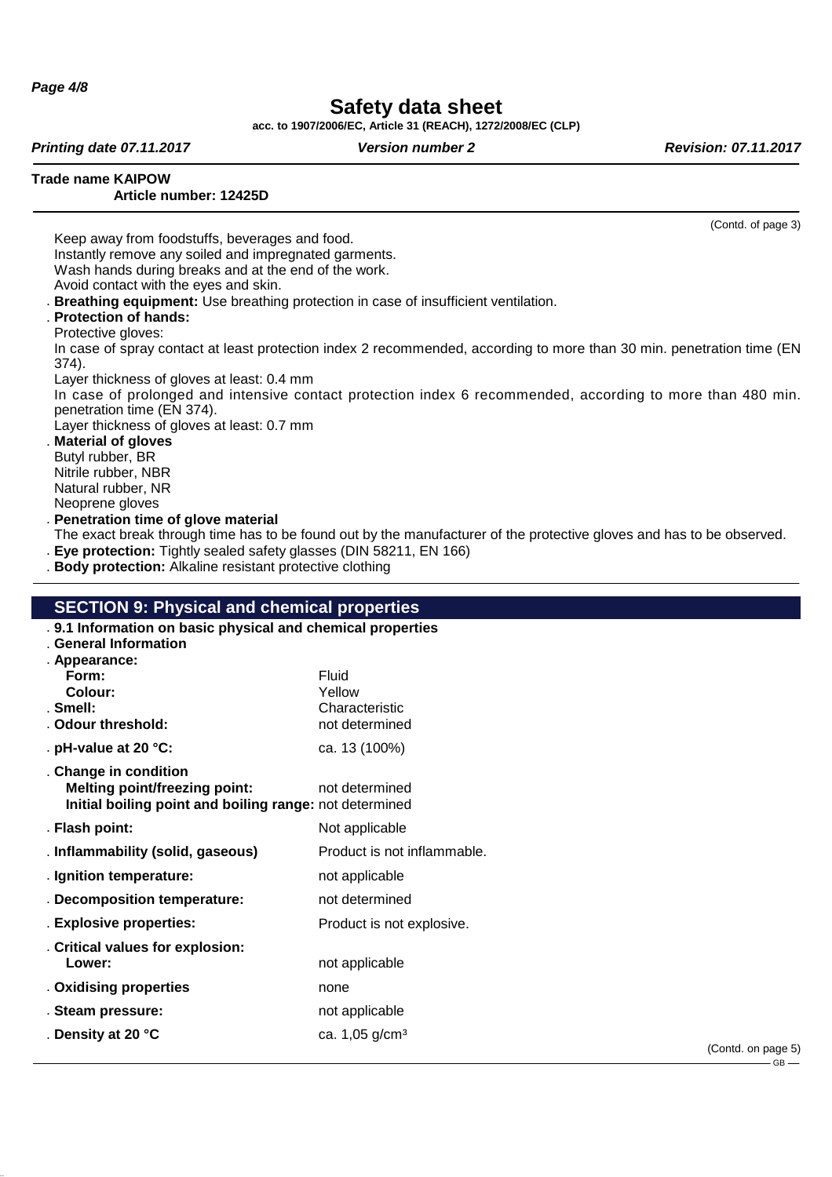(Contd. of page 3)

Keep away from foodstuffs, beverages and food.
Instantly remove any soiled and impregnated garments.
Wash hands during breaks and at the end of the work.
Avoid contact with the eyes and skin.

- **Breathing equipment:** Use breathing protection in case of insufficient ventilation.
- **Protection of hands:**

Protective gloves:
In case of spray contact at least protection index 2 recommended, according to more than 30 min. penetration time (EN 374).
Layer thickness of gloves at least: 0.4 mm
In case of prolonged and intensive contact protection index 6 recommended, according to more than 480 min. penetration time (EN 374).
Layer thickness of gloves at least: 0.7 mm

- **Material of gloves**

Butyl rubber, BR
Nitrile rubber, NBR
Natural rubber, NR
Neoprene gloves

- **Penetration time of glove material**

The exact break through time has to be found out by the manufacturer of the protective gloves and has to be observed.

- **Eye protection:** Tightly sealed safety glasses (DIN 58211, EN 166)
- **Body protection:** Alkaline resistant protective clothing

## SECTION 9: Physical and chemical properties

- **9.1 Information on basic physical and chemical properties**
- **General Information**
- **Appearance:**

| | |
|---|---|
| **Form:** | Fluid |
| **Colour:** | Yellow |
| **Smell:** | Characteristic |
| **Odour threshold:** | not determined |
| **pH-value at 20 °C:** | ca. 13 (100%) |
| **Change in condition** | |
| **Melting point/freezing point:** | not determined |
| **Initial boiling point and boiling range:** | not determined |
| **Flash point:** | Not applicable |
| **Inflammability (solid, gaseous)** | Product is not inflammable. |
| **Ignition temperature:** | not applicable |
| **Decomposition temperature:** | not determined |
| **Explosive properties:** | Product is not explosive. |
| **Critical values for explosion:** | |
| **Lower:** | not applicable |
| **Oxidising properties** | none |
| **Steam pressure:** | not applicable |
| **Density at 20 °C** | ca. 1,05 g/cm³ |

(Contd. on page 5)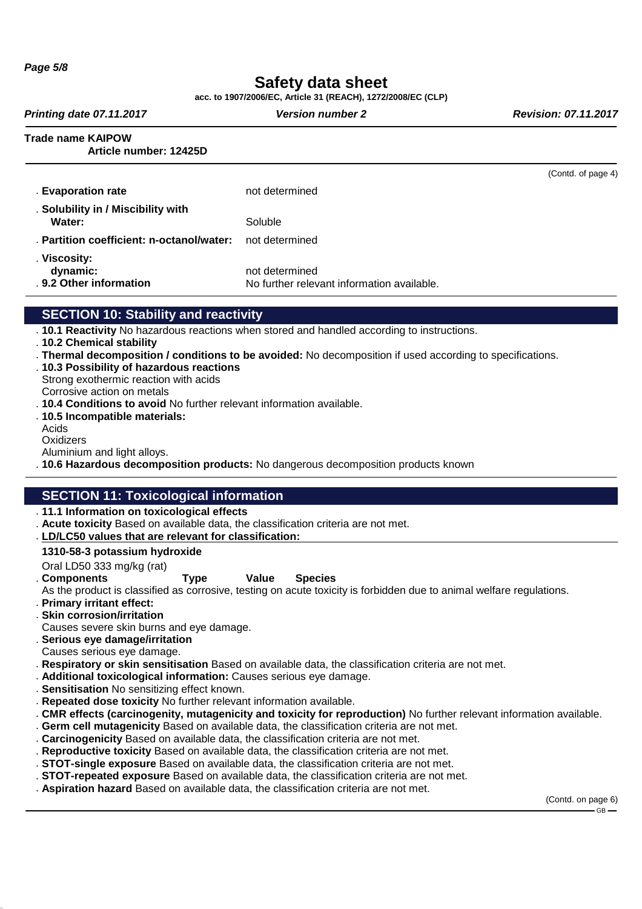**Trade name KAIPOW**

**Article number: 12425D**

(Contd. of page 4)

| | |
|---|---|
| . **Evaporation rate** | not determined |
| . **Solubility in / Miscibility with Water:** | Soluble |
| . **Partition coefficient: n-octanol/water:** | not determined |
| . **Viscosity: dynamic:** | not determined |
| . **9.2 Other information** | No further relevant information available. |

## SECTION 10: Stability and reactivity

. **10.1 Reactivity** No hazardous reactions when stored and handled according to instructions.

. **10.2 Chemical stability**

. **Thermal decomposition / conditions to be avoided:** No decomposition if used according to specifications.

. **10.3 Possibility of hazardous reactions**

Strong exothermic reaction with acids

Corrosive action on metals

. **10.4 Conditions to avoid** No further relevant information available.

. **10.5 Incompatible materials:**

Acids

Oxidizers

Aluminium and light alloys.

. **10.6 Hazardous decomposition products:** No dangerous decomposition products known

## SECTION 11: Toxicological information

. **11.1 Information on toxicological effects**

. **Acute toxicity** Based on available data, the classification criteria are not met.

. **LD/LC50 values that are relevant for classification:**

**1310-58-3 potassium hydroxide**

Oral LD50 333 mg/kg (rat)

. **Components Type Value Species**

As the product is classified as corrosive, testing on acute toxicity is forbidden due to animal welfare regulations.

. **Primary irritant effect:**

. **Skin corrosion/irritation**

Causes severe skin burns and eye damage.

. **Serious eye damage/irritation**

Causes serious eye damage.

. **Respiratory or skin sensitisation** Based on available data, the classification criteria are not met.

. **Additional toxicological information:** Causes serious eye damage.

. **Sensitisation** No sensitizing effect known.

. **Repeated dose toxicity** No further relevant information available.

. **CMR effects (carcinogenity, mutagenicity and toxicity for reproduction)** No further relevant information available.

. **Germ cell mutagenicity** Based on available data, the classification criteria are not met.

. **Carcinogenicity** Based on available data, the classification criteria are not met.

. **Reproductive toxicity** Based on available data, the classification criteria are not met.

. **STOT-single exposure** Based on available data, the classification criteria are not met.

. **STOT-repeated exposure** Based on available data, the classification criteria are not met.

. **Aspiration hazard** Based on available data, the classification criteria are not met.

(Contd. on page 6)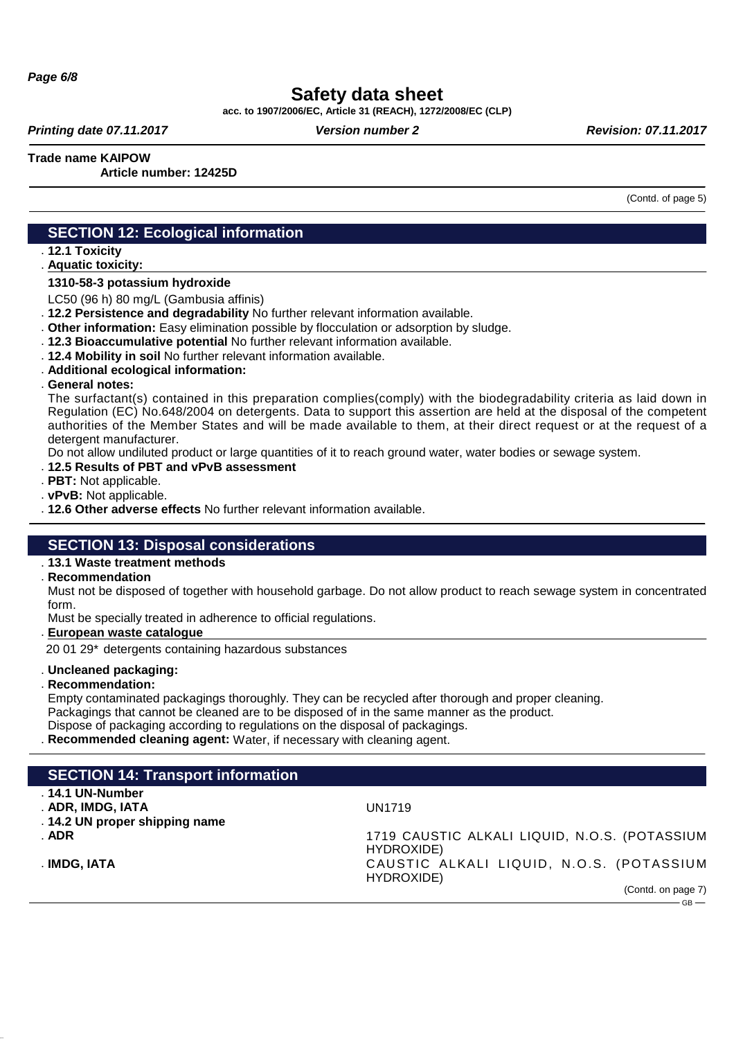## SECTION 12: Ecological information

- **12.1 Toxicity**
- **Aquatic toxicity:**

**1310-58-3 potassium hydroxide**

LC50 (96 h) 80 mg/L (Gambusia affinis)

- **12.2 Persistence and degradability** No further relevant information available.
- **Other information:** Easy elimination possible by flocculation or adsorption by sludge.
- **12.3 Bioaccumulative potential** No further relevant information available.
- **12.4 Mobility in soil** No further relevant information available.
- **Additional ecological information:**
- **General notes:**

The surfactant(s) contained in this preparation complies(comply) with the biodegradability criteria as laid down in Regulation (EC) No.648/2004 on detergents. Data to support this assertion are held at the disposal of the competent authorities of the Member States and will be made available to them, at their direct request or at the request of a detergent manufacturer.

Do not allow undiluted product or large quantities of it to reach ground water, water bodies or sewage system.

- **12.5 Results of PBT and vPvB assessment**
- **PBT:** Not applicable.
- **vPvB:** Not applicable.
- **12.6 Other adverse effects** No further relevant information available.

## SECTION 13: Disposal considerations

- **13.1 Waste treatment methods**
- **Recommendation**

Must not be disposed of together with household garbage. Do not allow product to reach sewage system in concentrated form.

Must be specially treated in adherence to official regulations.

- **European waste catalogue**

20 01 29* detergents containing hazardous substances

- **Uncleaned packaging:**
- **Recommendation:**

Empty contaminated packagings thoroughly. They can be recycled after thorough and proper cleaning.
Packagings that cannot be cleaned are to be disposed of in the same manner as the product.
Dispose of packaging according to regulations on the disposal of packagings.

- **Recommended cleaning agent:** Water, if necessary with cleaning agent.

## SECTION 14: Transport information

- **14.1 UN-Number**
- **ADR, IMDG, IATA** UN1719
- **14.2 UN proper shipping name**
- **ADR** 1719 CAUSTIC ALKALI LIQUID, N.O.S. (POTASSIUM HYDROXIDE)
- **IMDG, IATA** CAUSTIC ALKALI LIQUID, N.O.S. (POTASSIUM HYDROXIDE)

(Contd. on page 7)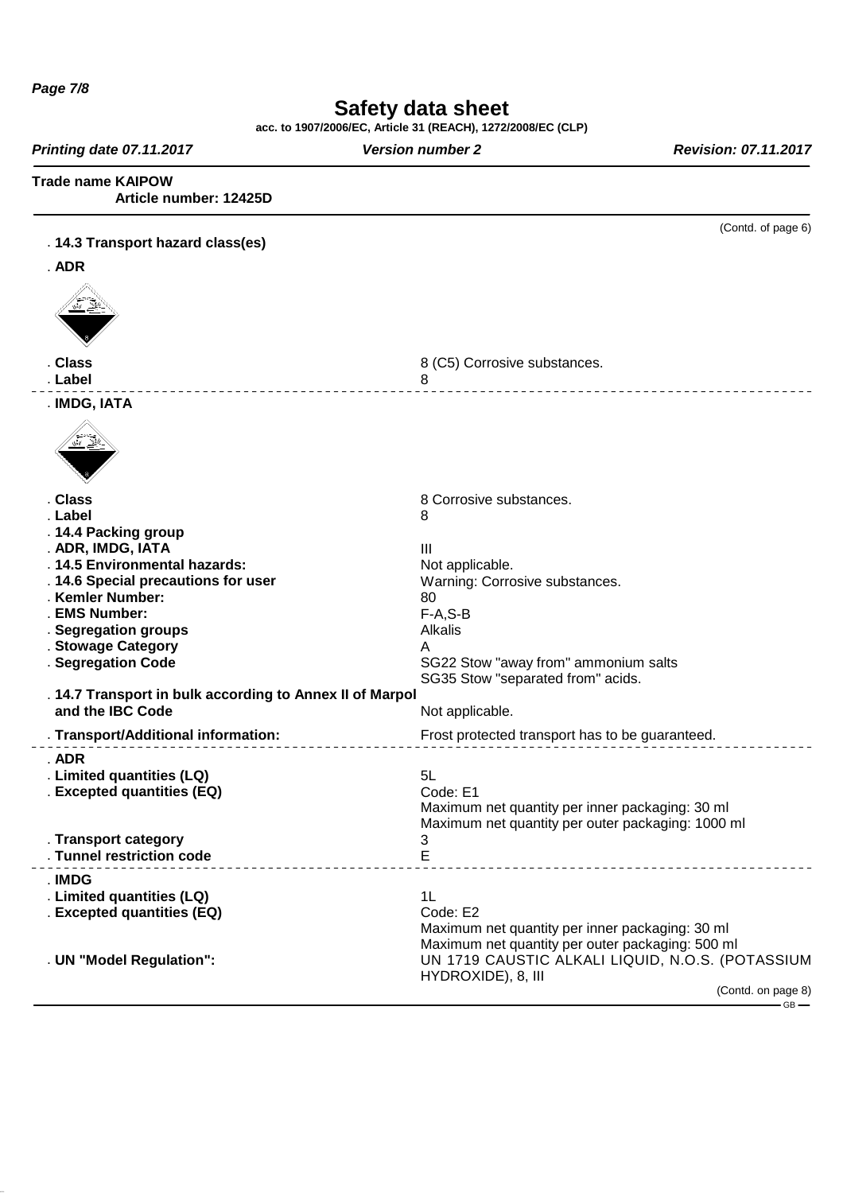**Trade name KAIPOW**
**Article number: 12425D**

(Contd. of page 6)

### 14.3 Transport hazard class(es)

**ADR**

| | |
|---|---|
| **Class** | 8 (C5) Corrosive substances. |
| **Label** | 8 |

**IMDG, IATA**

| | |
|---|---|
| **Class** | 8 Corrosive substances. |
| **Label** | 8 |
| **14.4 Packing group** | |
| **ADR, IMDG, IATA** | III |
| **14.5 Environmental hazards:** | Not applicable. |
| **14.6 Special precautions for user** | Warning: Corrosive substances. |
| **Kemler Number:** | 80 |
| **EMS Number:** | F-A,S-B |
| **Segregation groups** | Alkalis |
| **Stowage Category** | A |
| **Segregation Code** | SG22 Stow "away from" ammonium salts<br>SG35 Stow "separated from" acids. |
| **14.7 Transport in bulk according to Annex II of Marpol and the IBC Code** | Not applicable. |
| **Transport/Additional information:** | Frost protected transport has to be guaranteed. |

**ADR**

| | |
|---|---|
| **Limited quantities (LQ)** | 5L |
| **Excepted quantities (EQ)** | Code: E1<br>Maximum net quantity per inner packaging: 30 ml<br>Maximum net quantity per outer packaging: 1000 ml |
| **Transport category** | 3 |
| **Tunnel restriction code** | E |

**IMDG**

| | |
|---|---|
| **Limited quantities (LQ)** | 1L |
| **Excepted quantities (EQ)** | Code: E2<br>Maximum net quantity per inner packaging: 30 ml<br>Maximum net quantity per outer packaging: 500 ml |
| **UN "Model Regulation":** | UN 1719 CAUSTIC ALKALI LIQUID, N.O.S. (POTASSIUM HYDROXIDE), 8, III |

(Contd. on page 8)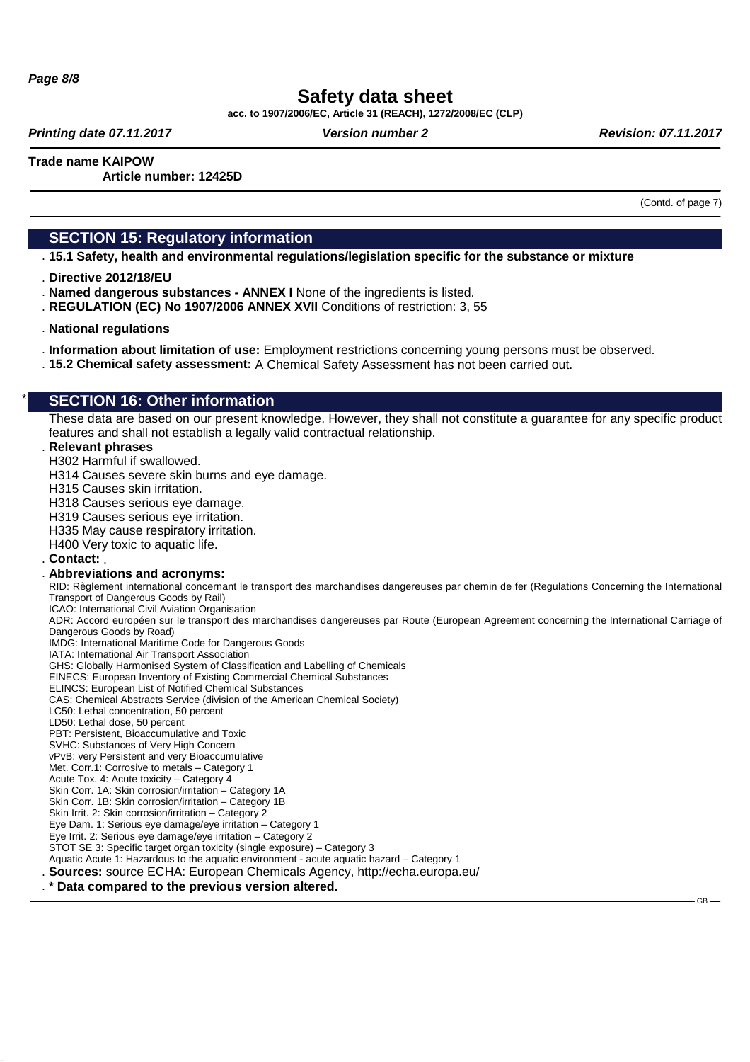**Safety data sheet**

acc. to 1907/2006/EC, Article 31 (REACH), 1272/2008/EC (CLP)

*Printing date 07.11.2017* *Version number 2* *Revision: 07.11.2017*

**Trade name KAIPOW**

**Article number: 12425D**

(Contd. of page 7)

## SECTION 15: Regulatory information

. **15.1 Safety, health and environmental regulations/legislation specific for the substance or mixture**

. **Directive 2012/18/EU**

. **Named dangerous substances - ANNEX I** None of the ingredients is listed.

. **REGULATION (EC) No 1907/2006 ANNEX XVII** Conditions of restriction: 3, 55

. **National regulations**

. **Information about limitation of use:** Employment restrictions concerning young persons must be observed.

. **15.2 Chemical safety assessment:** A Chemical Safety Assessment has not been carried out.

## * SECTION 16: Other information

These data are based on our present knowledge. However, they shall not constitute a guarantee for any specific product features and shall not establish a legally valid contractual relationship.

. **Relevant phrases**

H302 Harmful if swallowed.
H314 Causes severe skin burns and eye damage.
H315 Causes skin irritation.
H318 Causes serious eye damage.
H319 Causes serious eye irritation.
H335 May cause respiratory irritation.
H400 Very toxic to aquatic life.

. **Contact:** .

. **Abbreviations and acronyms:**

RID: Règlement international concernant le transport des marchandises dangereuses par chemin de fer (Regulations Concerning the International Transport of Dangerous Goods by Rail)
ICAO: International Civil Aviation Organisation
ADR: Accord européen sur le transport des marchandises dangereuses par Route (European Agreement concerning the International Carriage of Dangerous Goods by Road)
IMDG: International Maritime Code for Dangerous Goods
IATA: International Air Transport Association
GHS: Globally Harmonised System of Classification and Labelling of Chemicals
EINECS: European Inventory of Existing Commercial Chemical Substances
ELINCS: European List of Notified Chemical Substances
CAS: Chemical Abstracts Service (division of the American Chemical Society)
LC50: Lethal concentration, 50 percent
LD50: Lethal dose, 50 percent
PBT: Persistent, Bioaccumulative and Toxic
SVHC: Substances of Very High Concern
vPvB: very Persistent and very Bioaccumulative
Met. Corr.1: Corrosive to metals – Category 1
Acute Tox. 4: Acute toxicity – Category 4
Skin Corr. 1A: Skin corrosion/irritation – Category 1A
Skin Corr. 1B: Skin corrosion/irritation – Category 1B
Skin Irrit. 2: Skin corrosion/irritation – Category 2
Eye Dam. 1: Serious eye damage/eye irritation – Category 1
Eye Irrit. 2: Serious eye damage/eye irritation – Category 2
STOT SE 3: Specific target organ toxicity (single exposure) – Category 3
Aquatic Acute 1: Hazardous to the aquatic environment - acute aquatic hazard – Category 1

. **Sources:** source ECHA: European Chemicals Agency, http://echa.europa.eu/

. **\* Data compared to the previous version altered.**